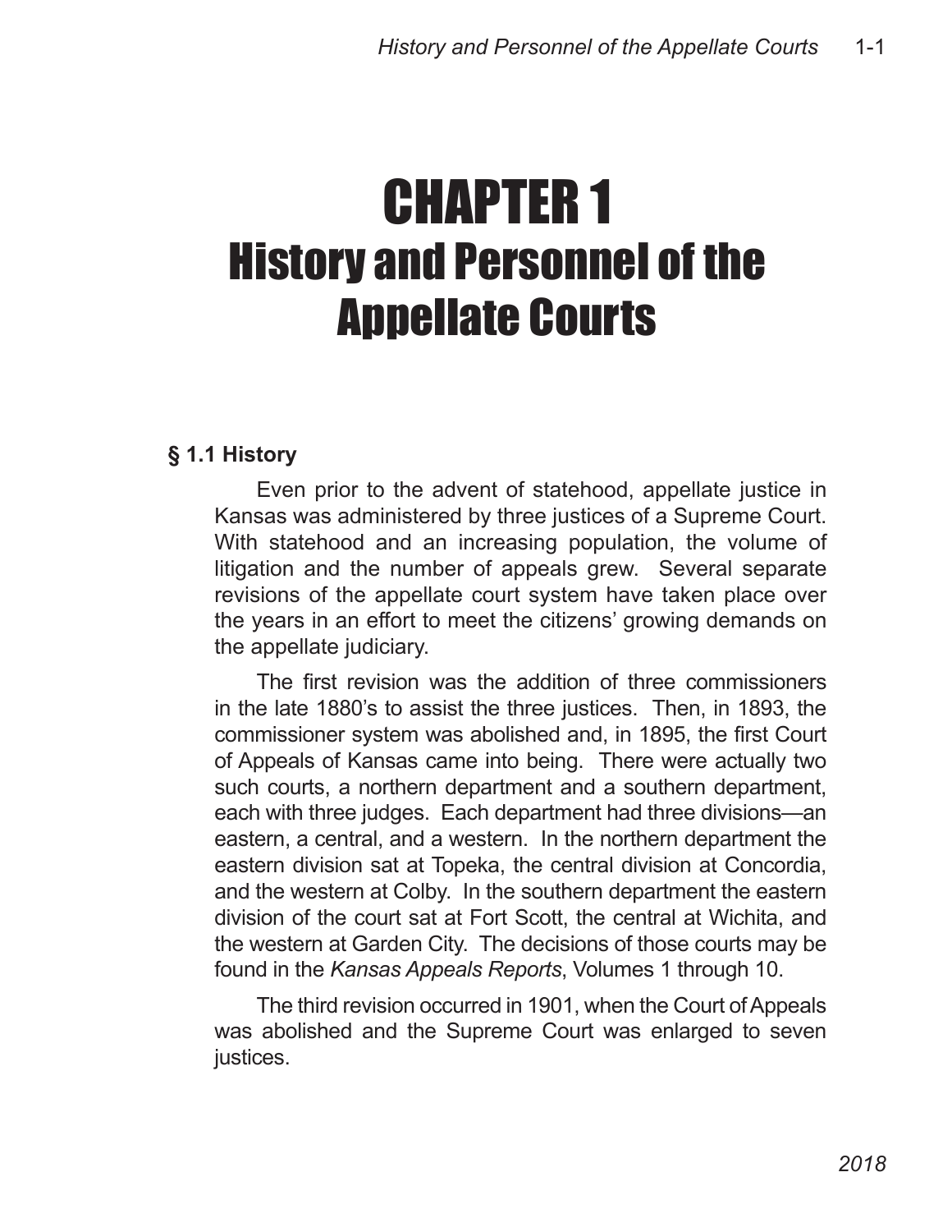# CHAPTER 1
# History and Personnel of the Appellate Courts

### § 1.1 History

Even prior to the advent of statehood, appellate justice in Kansas was administered by three justices of a Supreme Court. With statehood and an increasing population, the volume of litigation and the number of appeals grew. Several separate revisions of the appellate court system have taken place over the years in an effort to meet the citizens' growing demands on the appellate judiciary.

The first revision was the addition of three commissioners in the late 1880's to assist the three justices. Then, in 1893, the commissioner system was abolished and, in 1895, the first Court of Appeals of Kansas came into being. There were actually two such courts, a northern department and a southern department, each with three judges. Each department had three divisions—an eastern, a central, and a western. In the northern department the eastern division sat at Topeka, the central division at Concordia, and the western at Colby. In the southern department the eastern division of the court sat at Fort Scott, the central at Wichita, and the western at Garden City. The decisions of those courts may be found in the *Kansas Appeals Reports*, Volumes 1 through 10.

The third revision occurred in 1901, when the Court of Appeals was abolished and the Supreme Court was enlarged to seven justices.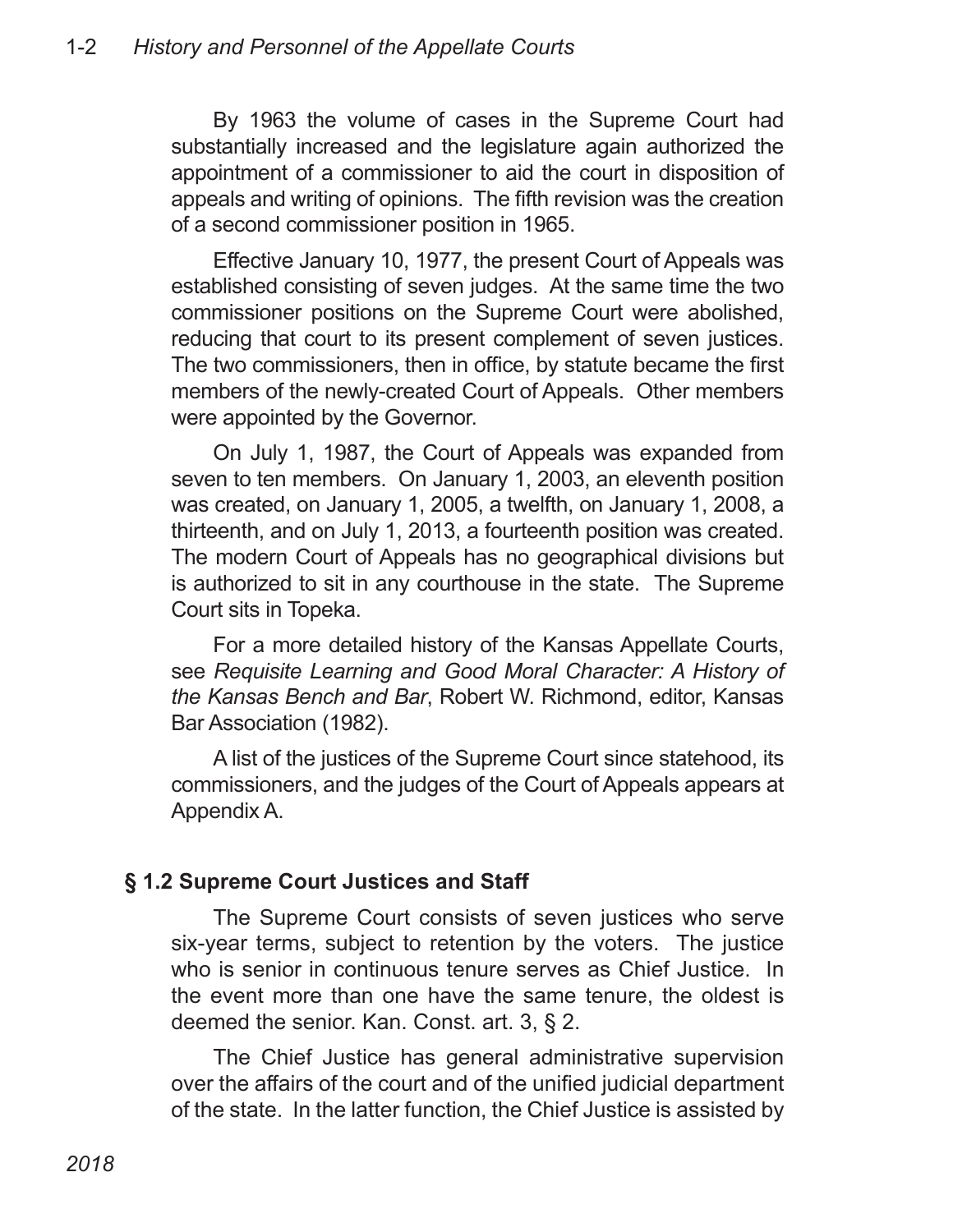By 1963 the volume of cases in the Supreme Court had substantially increased and the legislature again authorized the appointment of a commissioner to aid the court in disposition of appeals and writing of opinions. The fifth revision was the creation of a second commissioner position in 1965.

Effective January 10, 1977, the present Court of Appeals was established consisting of seven judges. At the same time the two commissioner positions on the Supreme Court were abolished, reducing that court to its present complement of seven justices. The two commissioners, then in office, by statute became the first members of the newly-created Court of Appeals. Other members were appointed by the Governor.

On July 1, 1987, the Court of Appeals was expanded from seven to ten members. On January 1, 2003, an eleventh position was created, on January 1, 2005, a twelfth, on January 1, 2008, a thirteenth, and on July 1, 2013, a fourteenth position was created. The modern Court of Appeals has no geographical divisions but is authorized to sit in any courthouse in the state. The Supreme Court sits in Topeka.

For a more detailed history of the Kansas Appellate Courts, see *Requisite Learning and Good Moral Character: A History of the Kansas Bench and Bar*, Robert W. Richmond, editor, Kansas Bar Association (1982).

A list of the justices of the Supreme Court since statehood, its commissioners, and the judges of the Court of Appeals appears at Appendix A.

## § 1.2 Supreme Court Justices and Staff

The Supreme Court consists of seven justices who serve six-year terms, subject to retention by the voters. The justice who is senior in continuous tenure serves as Chief Justice. In the event more than one have the same tenure, the oldest is deemed the senior. Kan. Const. art. 3, § 2.

The Chief Justice has general administrative supervision over the affairs of the court and of the unified judicial department of the state. In the latter function, the Chief Justice is assisted by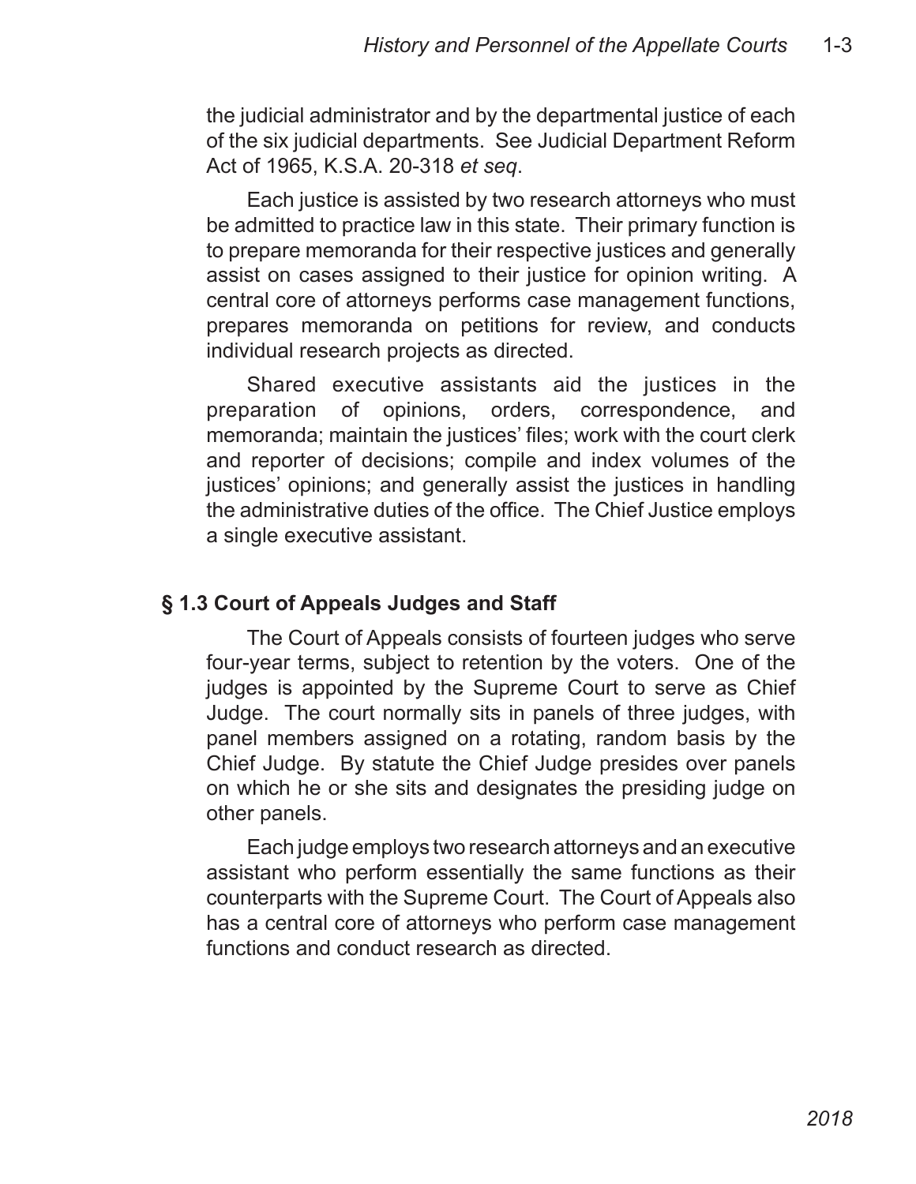the judicial administrator and by the departmental justice of each of the six judicial departments. See Judicial Department Reform Act of 1965, K.S.A. 20-318 *et seq*.

Each justice is assisted by two research attorneys who must be admitted to practice law in this state. Their primary function is to prepare memoranda for their respective justices and generally assist on cases assigned to their justice for opinion writing. A central core of attorneys performs case management functions, prepares memoranda on petitions for review, and conducts individual research projects as directed.

Shared executive assistants aid the justices in the preparation of opinions, orders, correspondence, and memoranda; maintain the justices' files; work with the court clerk and reporter of decisions; compile and index volumes of the justices' opinions; and generally assist the justices in handling the administrative duties of the office. The Chief Justice employs a single executive assistant.

## § 1.3 Court of Appeals Judges and Staff

The Court of Appeals consists of fourteen judges who serve four-year terms, subject to retention by the voters. One of the judges is appointed by the Supreme Court to serve as Chief Judge. The court normally sits in panels of three judges, with panel members assigned on a rotating, random basis by the Chief Judge. By statute the Chief Judge presides over panels on which he or she sits and designates the presiding judge on other panels.

Each judge employs two research attorneys and an executive assistant who perform essentially the same functions as their counterparts with the Supreme Court. The Court of Appeals also has a central core of attorneys who perform case management functions and conduct research as directed.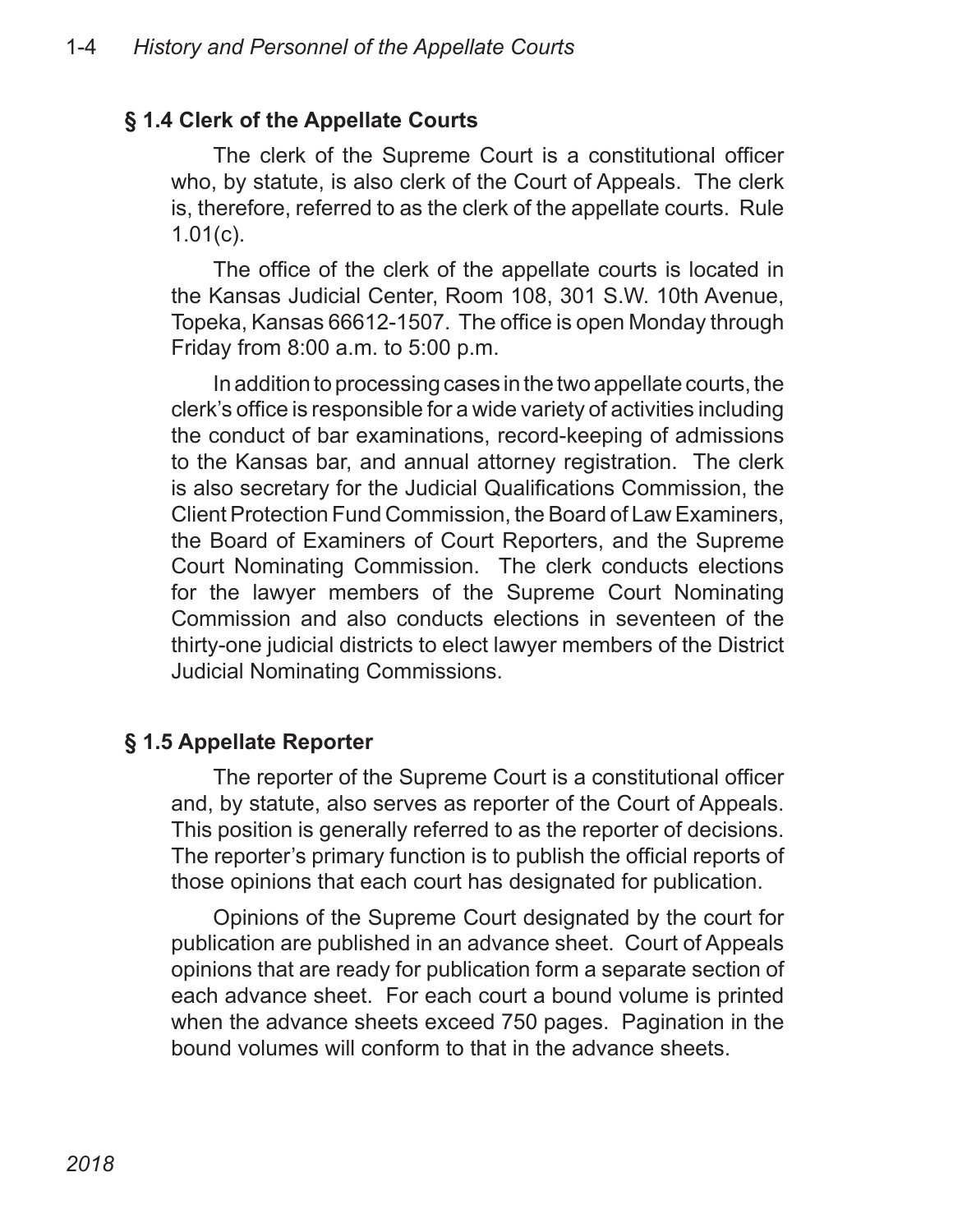## § 1.4 Clerk of the Appellate Courts

The clerk of the Supreme Court is a constitutional officer who, by statute, is also clerk of the Court of Appeals. The clerk is, therefore, referred to as the clerk of the appellate courts. Rule 1.01(c).

The office of the clerk of the appellate courts is located in the Kansas Judicial Center, Room 108, 301 S.W. 10th Avenue, Topeka, Kansas 66612-1507. The office is open Monday through Friday from 8:00 a.m. to 5:00 p.m.

In addition to processing cases in the two appellate courts, the clerk's office is responsible for a wide variety of activities including the conduct of bar examinations, record-keeping of admissions to the Kansas bar, and annual attorney registration. The clerk is also secretary for the Judicial Qualifications Commission, the Client Protection Fund Commission, the Board of Law Examiners, the Board of Examiners of Court Reporters, and the Supreme Court Nominating Commission. The clerk conducts elections for the lawyer members of the Supreme Court Nominating Commission and also conducts elections in seventeen of the thirty-one judicial districts to elect lawyer members of the District Judicial Nominating Commissions.

## § 1.5 Appellate Reporter

The reporter of the Supreme Court is a constitutional officer and, by statute, also serves as reporter of the Court of Appeals. This position is generally referred to as the reporter of decisions. The reporter's primary function is to publish the official reports of those opinions that each court has designated for publication.

Opinions of the Supreme Court designated by the court for publication are published in an advance sheet. Court of Appeals opinions that are ready for publication form a separate section of each advance sheet. For each court a bound volume is printed when the advance sheets exceed 750 pages. Pagination in the bound volumes will conform to that in the advance sheets.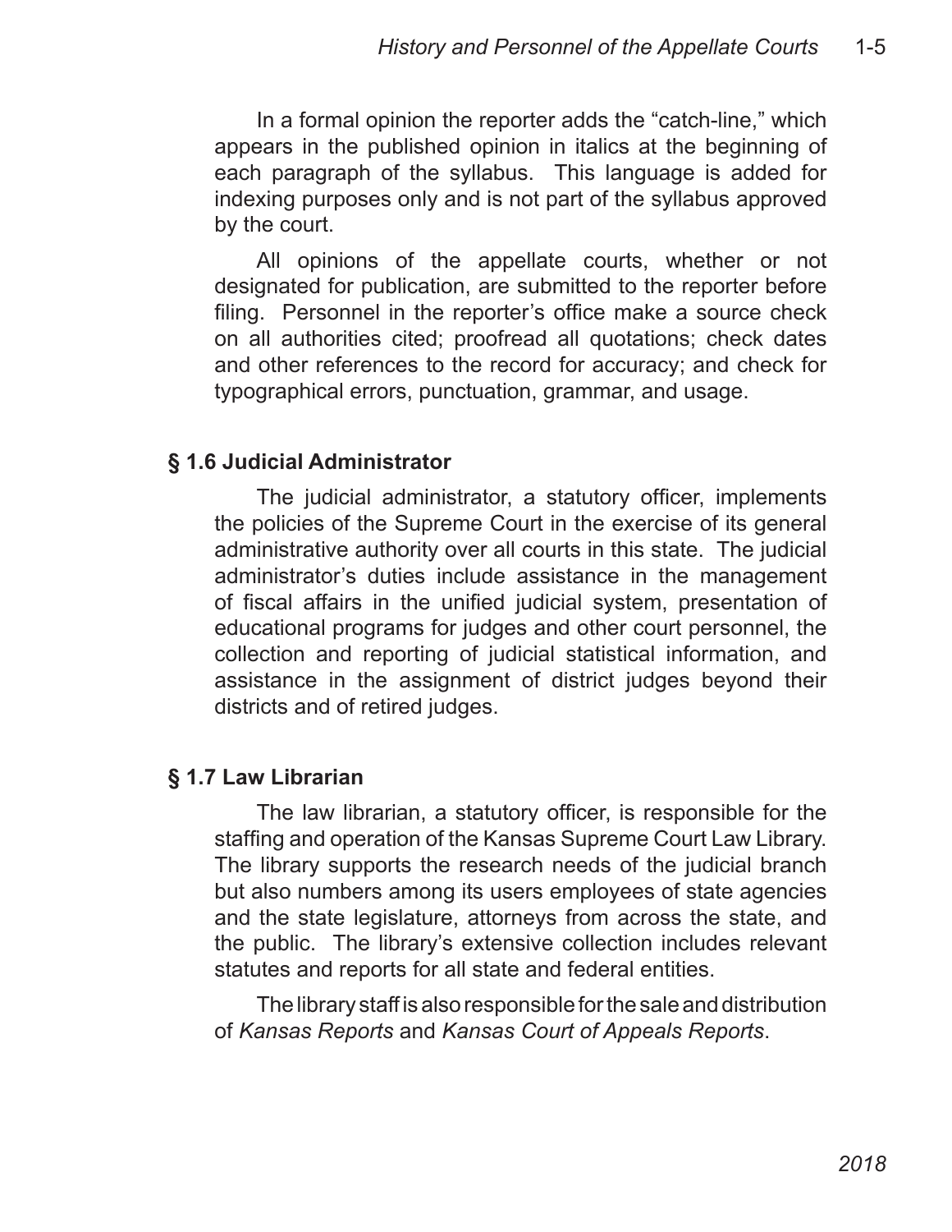In a formal opinion the reporter adds the "catch-line," which appears in the published opinion in italics at the beginning of each paragraph of the syllabus. This language is added for indexing purposes only and is not part of the syllabus approved by the court.

All opinions of the appellate courts, whether or not designated for publication, are submitted to the reporter before filing. Personnel in the reporter's office make a source check on all authorities cited; proofread all quotations; check dates and other references to the record for accuracy; and check for typographical errors, punctuation, grammar, and usage.

## § 1.6 Judicial Administrator

The judicial administrator, a statutory officer, implements the policies of the Supreme Court in the exercise of its general administrative authority over all courts in this state. The judicial administrator's duties include assistance in the management of fiscal affairs in the unified judicial system, presentation of educational programs for judges and other court personnel, the collection and reporting of judicial statistical information, and assistance in the assignment of district judges beyond their districts and of retired judges.

## § 1.7 Law Librarian

The law librarian, a statutory officer, is responsible for the staffing and operation of the Kansas Supreme Court Law Library. The library supports the research needs of the judicial branch but also numbers among its users employees of state agencies and the state legislature, attorneys from across the state, and the public. The library's extensive collection includes relevant statutes and reports for all state and federal entities.

The library staff is also responsible for the sale and distribution of *Kansas Reports* and *Kansas Court of Appeals Reports*.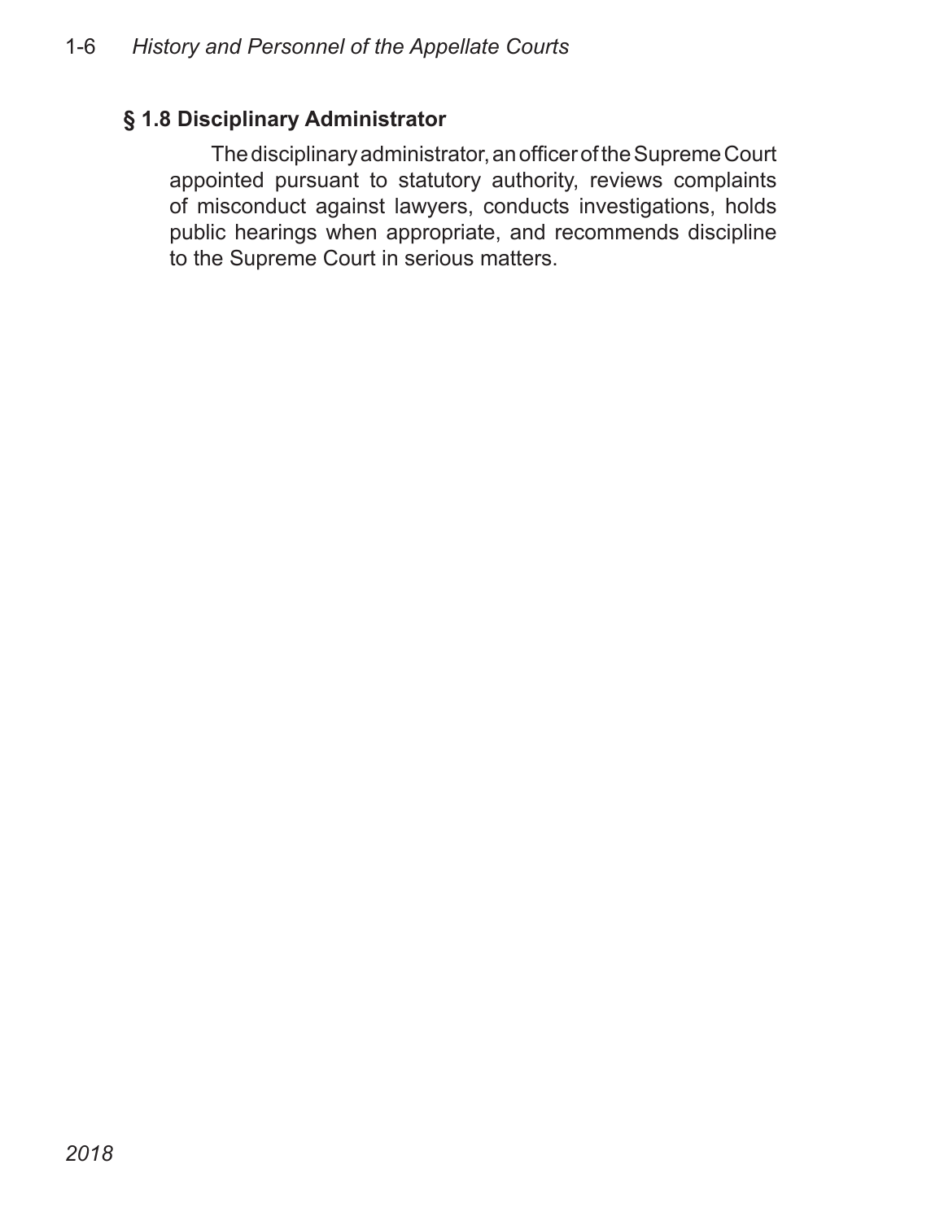## § 1.8 Disciplinary Administrator

The disciplinary administrator, an officer of the Supreme Court appointed pursuant to statutory authority, reviews complaints of misconduct against lawyers, conducts investigations, holds public hearings when appropriate, and recommends discipline to the Supreme Court in serious matters.